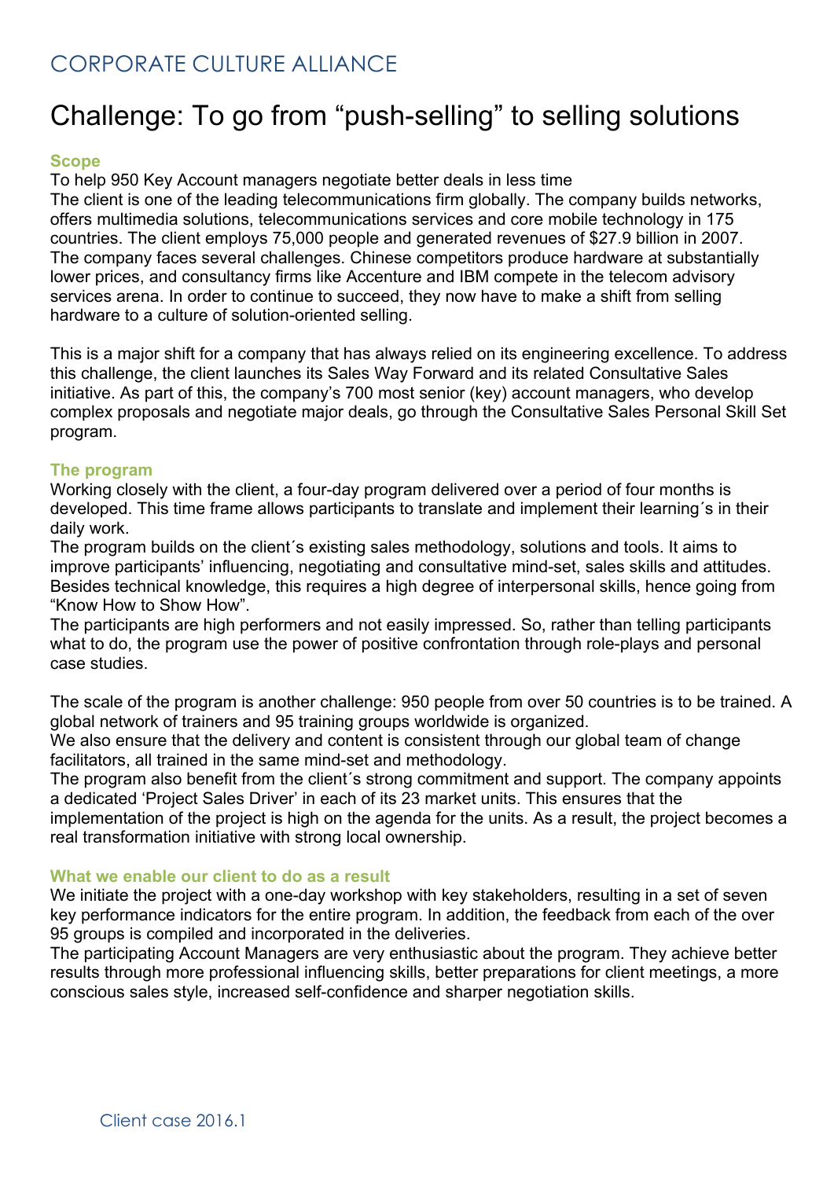# CORPORATE CULTURE ALLIANCE

## Challenge: To go from "push-selling" to selling solutions

### Scope

To help 950 Key Account managers negotiate better deals in less time
The client is one of the leading telecommunications firm globally. The company builds networks, offers multimedia solutions, telecommunications services and core mobile technology in 175 countries. The client employs 75,000 people and generated revenues of $27.9 billion in 2007. The company faces several challenges. Chinese competitors produce hardware at substantially lower prices, and consultancy firms like Accenture and IBM compete in the telecom advisory services arena. In order to continue to succeed, they now have to make a shift from selling hardware to a culture of solution-oriented selling.

This is a major shift for a company that has always relied on its engineering excellence. To address this challenge, the client launches its Sales Way Forward and its related Consultative Sales initiative. As part of this, the company's 700 most senior (key) account managers, who develop complex proposals and negotiate major deals, go through the Consultative Sales Personal Skill Set program.

### The program

Working closely with the client, a four-day program delivered over a period of four months is developed. This time frame allows participants to translate and implement their learning´s in their daily work.
The program builds on the client´s existing sales methodology, solutions and tools. It aims to improve participants' influencing, negotiating and consultative mind-set, sales skills and attitudes. Besides technical knowledge, this requires a high degree of interpersonal skills, hence going from "Know How to Show How".
The participants are high performers and not easily impressed. So, rather than telling participants what to do, the program use the power of positive confrontation through role-plays and personal case studies.

The scale of the program is another challenge: 950 people from over 50 countries is to be trained. A global network of trainers and 95 training groups worldwide is organized.
We also ensure that the delivery and content is consistent through our global team of change facilitators, all trained in the same mind-set and methodology.
The program also benefit from the client´s strong commitment and support. The company appoints a dedicated 'Project Sales Driver' in each of its 23 market units. This ensures that the implementation of the project is high on the agenda for the units. As a result, the project becomes a real transformation initiative with strong local ownership.

### What we enable our client to do as a result

We initiate the project with a one-day workshop with key stakeholders, resulting in a set of seven key performance indicators for the entire program. In addition, the feedback from each of the over 95 groups is compiled and incorporated in the deliveries.
The participating Account Managers are very enthusiastic about the program. They achieve better results through more professional influencing skills, better preparations for client meetings, a more conscious sales style, increased self-confidence and sharper negotiation skills.

Client case 2016.1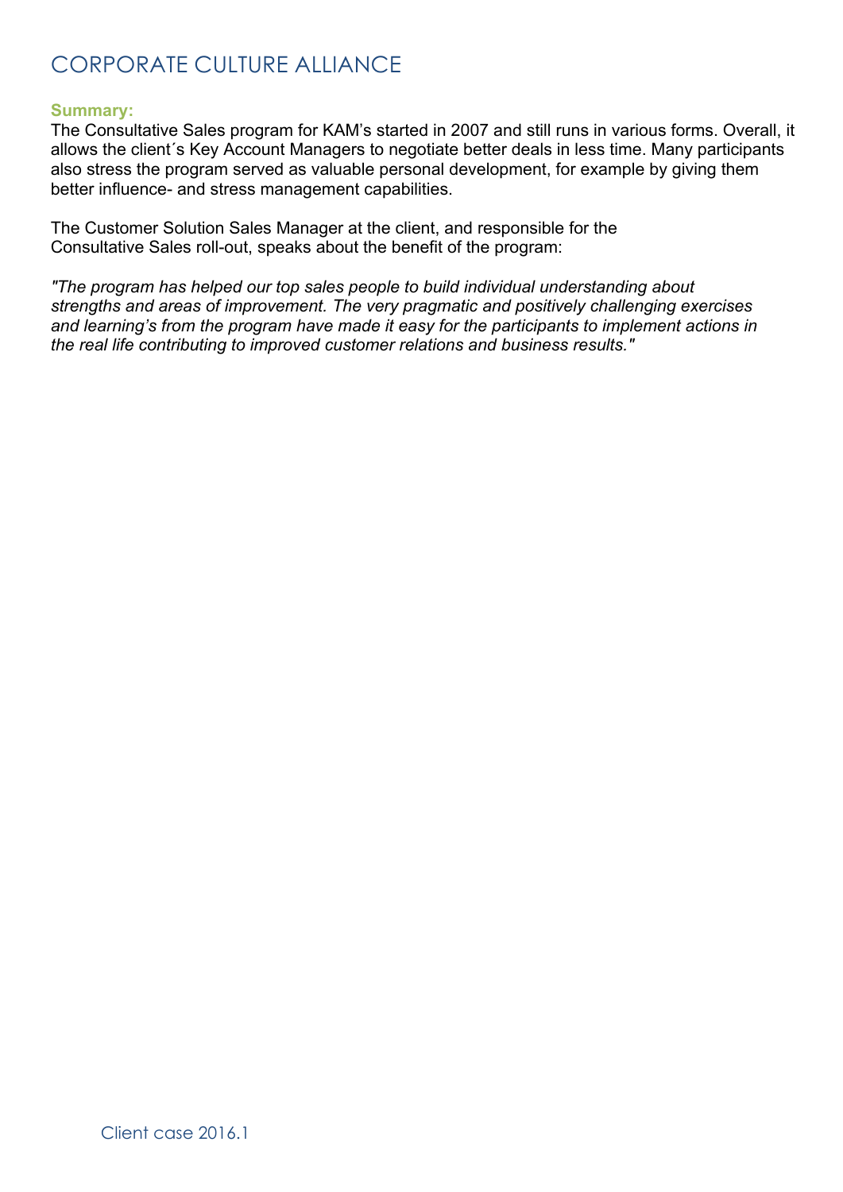# CORPORATE CULTURE ALLIANCE

**Summary:**

The Consultative Sales program for KAM’s started in 2007 and still runs in various forms. Overall, it allows the client´s Key Account Managers to negotiate better deals in less time. Many participants also stress the program served as valuable personal development, for example by giving them better influence- and stress management capabilities.

The Customer Solution Sales Manager at the client, and responsible for the Consultative Sales roll-out, speaks about the benefit of the program:

*"The program has helped our top sales people to build individual understanding about strengths and areas of improvement. The very pragmatic and positively challenging exercises and learning’s from the program have made it easy for the participants to implement actions in the real life contributing to improved customer relations and business results."*

Client case 2016.1